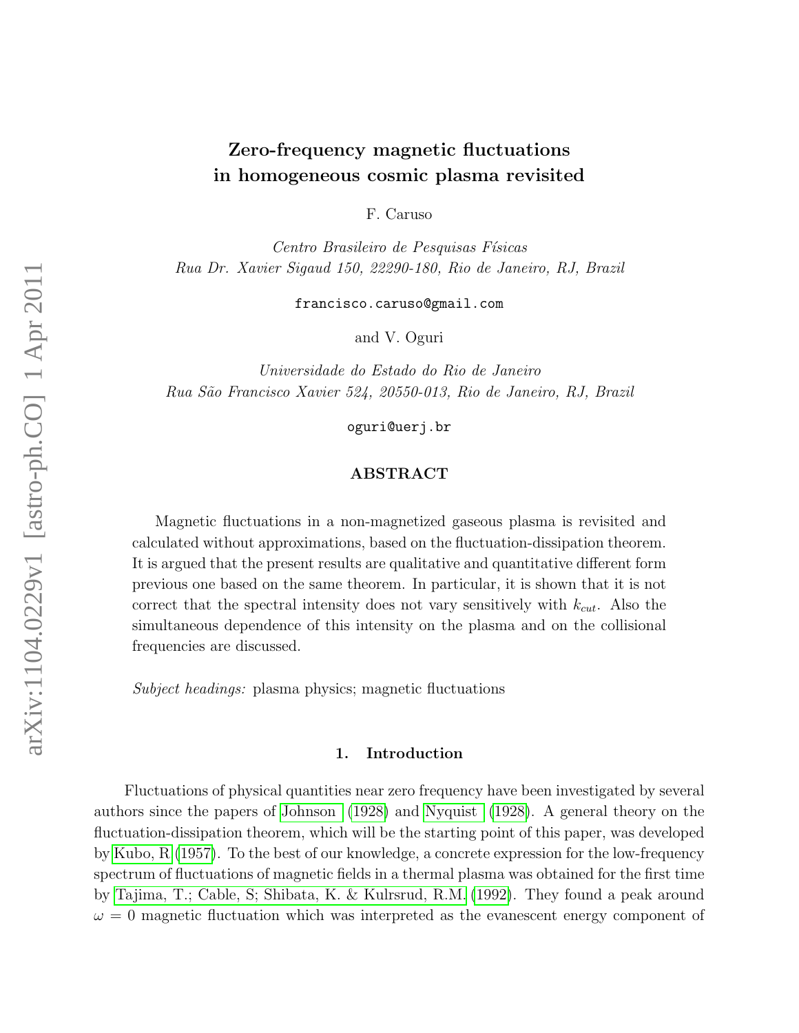# Zero-frequency magnetic fluctuations in homogeneous cosmic plasma revisited

F. Caruso

*Centro Brasileiro de Pesquisas Físicas*
*Rua Dr. Xavier Sigaud 150, 22290-180, Rio de Janeiro, RJ, Brazil*

francisco.caruso@gmail.com

and V. Oguri

*Universidade do Estado do Rio de Janeiro*
*Rua São Francisco Xavier 524, 20550-013, Rio de Janeiro, RJ, Brazil*

oguri@uerj.br

## ABSTRACT

Magnetic fluctuations in a non-magnetized gaseous plasma is revisited and calculated without approximations, based on the fluctuation-dissipation theorem. It is argued that the present results are qualitative and quantitative different form previous one based on the same theorem. In particular, it is shown that it is not correct that the spectral intensity does not vary sensitively with $k_{cut}$. Also the simultaneous dependence of this intensity on the plasma and on the collisional frequencies are discussed.

*Subject headings:* plasma physics; magnetic fluctuations

## 1. Introduction

Fluctuations of physical quantities near zero frequency have been investigated by several authors since the papers of Johnson (1928) and Nyquist (1928). A general theory on the fluctuation-dissipation theorem, which will be the starting point of this paper, was developed by Kubo, R (1957). To the best of our knowledge, a concrete expression for the low-frequency spectrum of fluctuations of magnetic fields in a thermal plasma was obtained for the first time by Tajima, T.; Cable, S; Shibata, K. & Kulrsrud, R.M. (1992). They found a peak around $\omega = 0$ magnetic fluctuation which was interpreted as the evanescent energy component of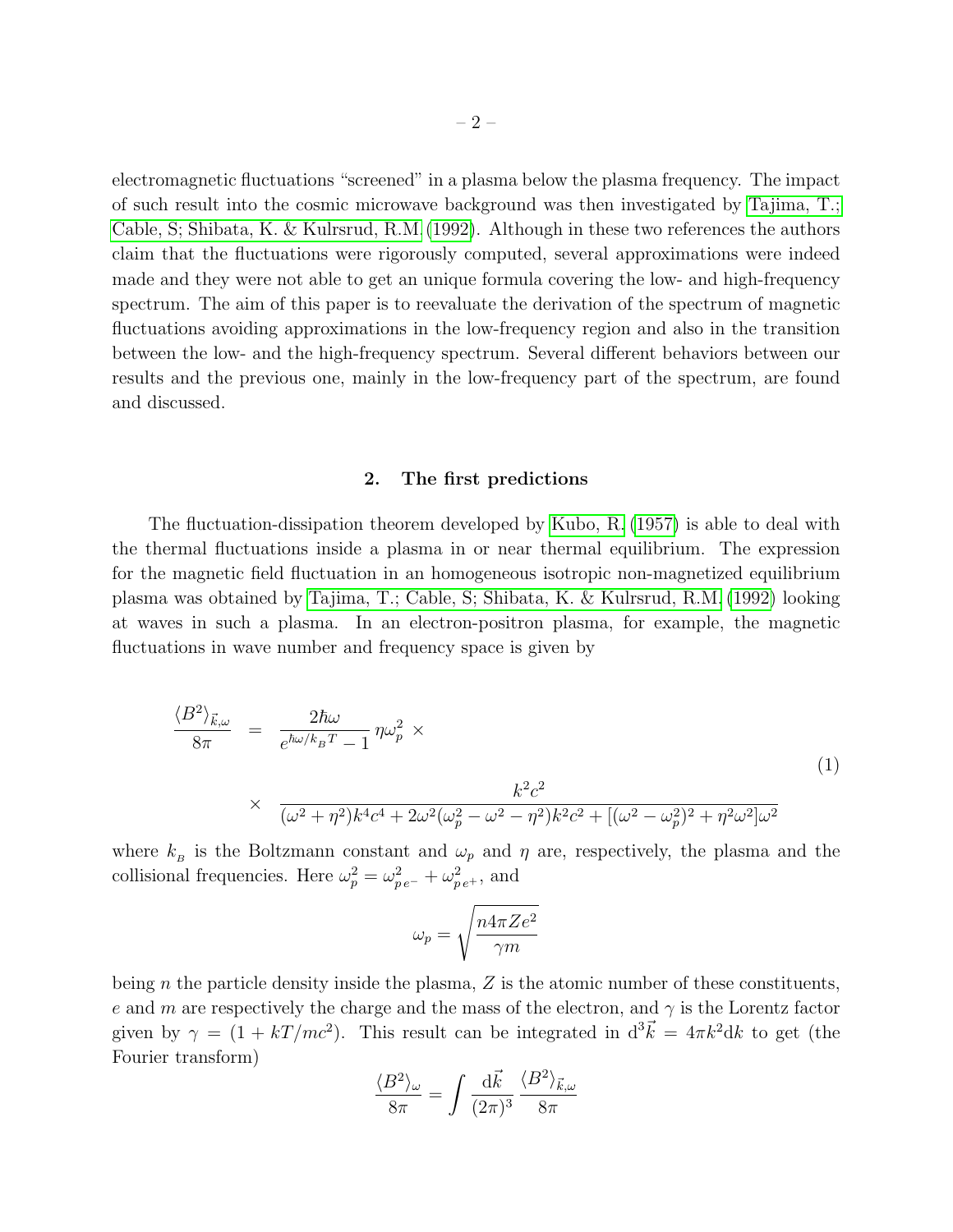electromagnetic fluctuations "screened" in a plasma below the plasma frequency. The impact of such result into the cosmic microwave background was then investigated by Tajima, T.; Cable, S; Shibata, K. & Kulrsrud, R.M. (1992). Although in these two references the authors claim that the fluctuations were rigorously computed, several approximations were indeed made and they were not able to get an unique formula covering the low- and high-frequency spectrum. The aim of this paper is to reevaluate the derivation of the spectrum of magnetic fluctuations avoiding approximations in the low-frequency region and also in the transition between the low- and the high-frequency spectrum. Several different behaviors between our results and the previous one, mainly in the low-frequency part of the spectrum, are found and discussed.

## 2. The first predictions

The fluctuation-dissipation theorem developed by Kubo, R. (1957) is able to deal with the thermal fluctuations inside a plasma in or near thermal equilibrium. The expression for the magnetic field fluctuation in an homogeneous isotropic non-magnetized equilibrium plasma was obtained by Tajima, T.; Cable, S; Shibata, K. & Kulrsrud, R.M. (1992) looking at waves in such a plasma. In an electron-positron plasma, for example, the magnetic fluctuations in wave number and frequency space is given by

$$
\begin{aligned}
\frac{\langle B^2 \rangle_{\vec{k},\omega}}{8\pi} &= \frac{2\hbar\omega}{e^{\hbar\omega/k_B T} - 1}\, \eta \omega_p^2 \; \times \\
&\times \;\; \frac{k^2 c^2}{(\omega^2 + \eta^2) k^4 c^4 + 2\omega^2(\omega_p^2 - \omega^2 - \eta^2) k^2 c^2 + [(\omega^2 - \omega_p^2)^2 + \eta^2 \omega^2]\omega^2}
\end{aligned}
\tag{1}
$$

where $k_B$ is the Boltzmann constant and $\omega_p$ and $\eta$ are, respectively, the plasma and the collisional frequencies. Here $\omega_p^2 = \omega_{p\,e^-}^2 + \omega_{p\,e^+}^2$, and

$$
\omega_p = \sqrt{\frac{n 4\pi Z e^2}{\gamma m}}
$$

being $n$ the particle density inside the plasma, $Z$ is the atomic number of these constituents, $e$ and $m$ are respectively the charge and the mass of the electron, and $\gamma$ is the Lorentz factor given by $\gamma = (1 + kT/mc^2)$. This result can be integrated in $\mathrm{d}^3\vec{k} = 4\pi k^2 \mathrm{d}k$ to get (the Fourier transform)

$$
\frac{\langle B^2 \rangle_{\omega}}{8\pi} = \int \frac{\mathrm{d}\vec{k}}{(2\pi)^3} \frac{\langle B^2 \rangle_{\vec{k},\omega}}{8\pi}
$$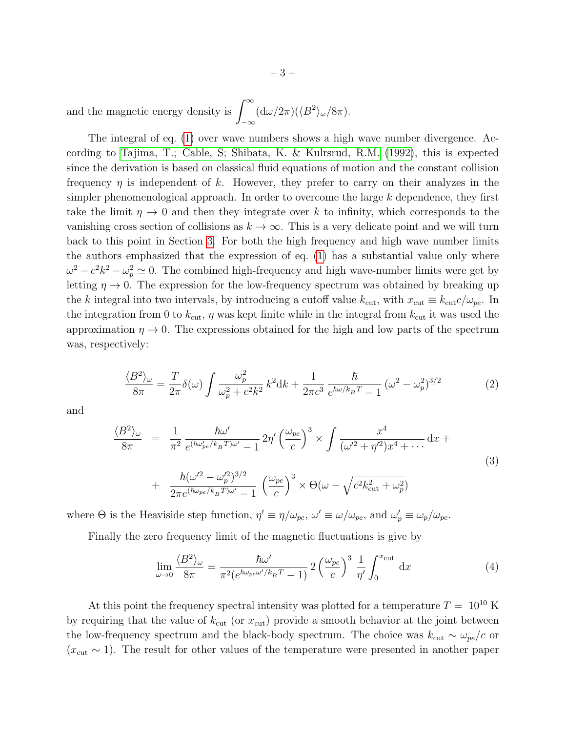and the magnetic energy density is $\int_{-\infty}^{\infty} (\mathrm{d}\omega/2\pi)(\langle B^2\rangle_\omega/8\pi)$.

The integral of eq. (1) over wave numbers shows a high wave number divergence. According to Tajima, T.; Cable, S; Shibata, K. & Kulrsrud, R.M. (1992), this is expected since the derivation is based on classical fluid equations of motion and the constant collision frequency $\eta$ is independent of $k$. However, they prefer to carry on their analyzes in the simpler phenomenological approach. In order to overcome the large $k$ dependence, they first take the limit $\eta \to 0$ and then they integrate over $k$ to infinity, which corresponds to the vanishing cross section of collisions as $k \to \infty$. This is a very delicate point and we will turn back to this point in Section 3. For both the high frequency and high wave number limits the authors emphasized that the expression of eq. (1) has a substantial value only where $\omega^2 - c^2k^2 - \omega_p^2 \simeq 0$. The combined high-frequency and high wave-number limits were get by letting $\eta \to 0$. The expression for the low-frequency spectrum was obtained by breaking up the $k$ integral into two intervals, by introducing a cutoff value $k_{\rm cut}$, with $x_{\rm cut} \equiv k_{\rm cut}c/\omega_{pe}$. In the integration from 0 to $k_{\rm cut}$, $\eta$ was kept finite while in the integral from $k_{\rm cut}$ it was used the approximation $\eta \to 0$. The expressions obtained for the high and low parts of the spectrum was, respectively:

$$\frac{\langle B^2\rangle_\omega}{8\pi} = \frac{T}{2\pi}\delta(\omega)\int \frac{\omega_p^2}{\omega_p^2 + c^2k^2}\, k^2 \mathrm{d}k + \frac{1}{2\pi c^3}\,\frac{\hbar}{e^{\hbar\omega/k_BT}-1}\,(\omega^2-\omega_p^2)^{3/2} \tag{2}$$

and

$$\begin{aligned}\frac{\langle B^2\rangle_\omega}{8\pi} &= \frac{1}{\pi^2}\,\frac{\hbar\omega'}{e^{(\hbar\omega'_{pe}/k_BT)\omega'}-1}\,2\eta'\left(\frac{\omega_{pe}}{c}\right)^3 \times \int \frac{x^4}{(\omega'^2+\eta'^2)x^4+\cdots}\,\mathrm{d}x \,+ \\ &+ \;\frac{\hbar(\omega'^2-\omega_p'^2)^{3/2}}{2\pi e^{(\hbar\omega_{pe}/k_BT)\omega'}-1}\left(\frac{\omega_{pe}}{c}\right)^3 \times \Theta(\omega - \sqrt{c^2k_{\rm cut}^2+\omega_p^2})\end{aligned} \tag{3}$$

where $\Theta$ is the Heaviside step function, $\eta' \equiv \eta/\omega_{pe}$, $\omega' \equiv \omega/\omega_{pe}$, and $\omega'_p \equiv \omega_p/\omega_{pe}$.

Finally the zero frequency limit of the magnetic fluctuations is give by

$$\lim_{\omega\to 0}\frac{\langle B^2\rangle_\omega}{8\pi} = \frac{\hbar\omega'}{\pi^2(e^{\hbar\omega_{pe}\omega'/k_BT}-1)}\,2\left(\frac{\omega_{pe}}{c}\right)^3\,\frac{1}{\eta'}\int_0^{x_{\rm cut}}\mathrm{d}x \tag{4}$$

At this point the frequency spectral intensity was plotted for a temperature $T = 10^{10}$ K by requiring that the value of $k_{\rm cut}$ (or $x_{\rm cut}$) provide a smooth behavior at the joint between the low-frequency spectrum and the black-body spectrum. The choice was $k_{\rm cut} \sim \omega_{pe}/c$ or ($x_{\rm cut} \sim 1$). The result for other values of the temperature were presented in another paper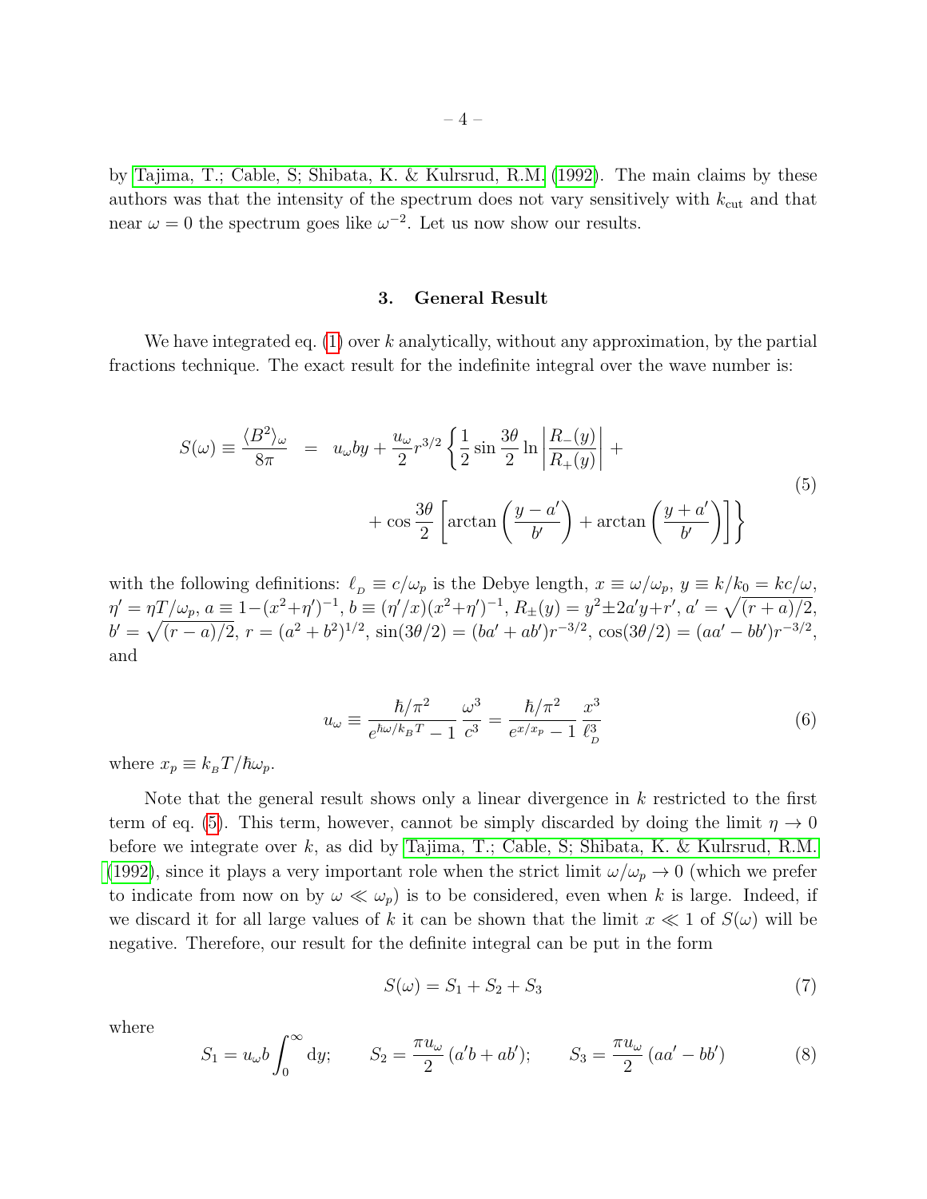by Tajima, T.; Cable, S; Shibata, K. & Kulrsrud, R.M. (1992). The main claims by these authors was that the intensity of the spectrum does not vary sensitively with $k_{\rm cut}$ and that near $\omega = 0$ the spectrum goes like $\omega^{-2}$. Let us now show our results.

### 3. General Result

We have integrated eq. (1) over $k$ analytically, without any approximation, by the partial fractions technique. The exact result for the indefinite integral over the wave number is:

$$
\begin{aligned}
S(\omega) \equiv \frac{\langle B^2\rangle_\omega}{8\pi} &= u_\omega b y + \frac{u_\omega}{2} r^{3/2}\left\{\frac{1}{2}\sin\frac{3\theta}{2}\ln\left|\frac{R_-(y)}{R_+(y)}\right| + \right.\\
&\left. + \cos\frac{3\theta}{2}\left[\arctan\left(\frac{y-a'}{b'}\right) + \arctan\left(\frac{y+a'}{b'}\right)\right]\right\}
\end{aligned}
\tag{5}
$$

with the following definitions: $\ell_D \equiv c/\omega_p$ is the Debye length, $x \equiv \omega/\omega_p$, $y \equiv k/k_0 = kc/\omega$, $\eta' = \eta T/\omega_p$, $a \equiv 1-(x^2+\eta')^{-1}$, $b \equiv (\eta'/x)(x^2+\eta')^{-1}$, $R_\pm(y) = y^2 \pm 2a'y + r'$, $a' = \sqrt{(r+a)/2}$, $b' = \sqrt{(r-a)/2}$, $r = (a^2+b^2)^{1/2}$, $\sin(3\theta/2) = (ba' + ab')r^{-3/2}$, $\cos(3\theta/2) = (aa' - bb')r^{-3/2}$, and

$$
u_\omega \equiv \frac{\hbar/\pi^2}{e^{\hbar\omega/k_B T} - 1}\,\frac{\omega^3}{c^3} = \frac{\hbar/\pi^2}{e^{x/x_p} - 1}\,\frac{x^3}{\ell_D^3}
\tag{6}
$$

where $x_p \equiv k_B T/\hbar\omega_p$.

Note that the general result shows only a linear divergence in $k$ restricted to the first term of eq. (5). This term, however, cannot be simply discarded by doing the limit $\eta \to 0$ before we integrate over $k$, as did by Tajima, T.; Cable, S; Shibata, K. & Kulrsrud, R.M. (1992), since it plays a very important role when the strict limit $\omega/\omega_p \to 0$ (which we prefer to indicate from now on by $\omega \ll \omega_p$) is to be considered, even when $k$ is large. Indeed, if we discard it for all large values of $k$ it can be shown that the limit $x \ll 1$ of $S(\omega)$ will be negative. Therefore, our result for the definite integral can be put in the form

$$
S(\omega) = S_1 + S_2 + S_3
\tag{7}
$$

where

$$
S_1 = u_\omega b\int_0^\infty \mathrm{d}y; \qquad S_2 = \frac{\pi u_\omega}{2}\,(a'b + ab'); \qquad S_3 = \frac{\pi u_\omega}{2}\,(aa' - bb')
\tag{8}
$$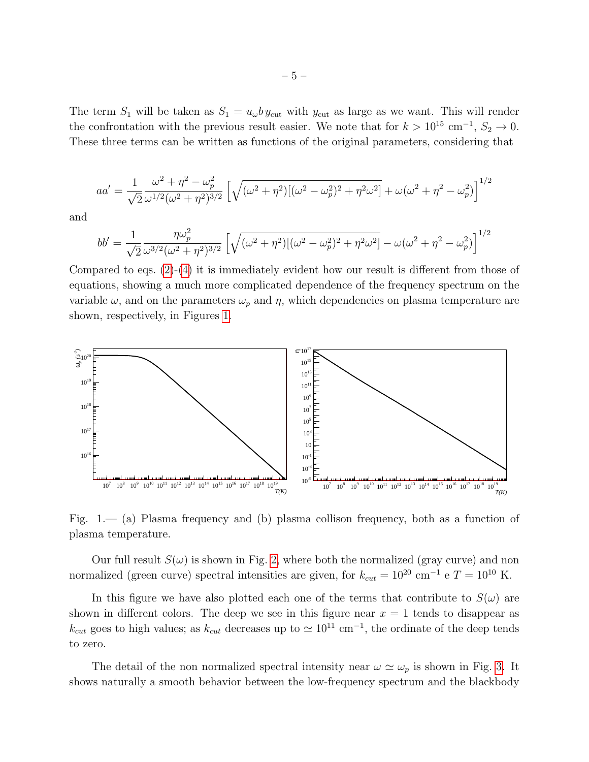The term $S_1$ will be taken as $S_1 = u_\omega b\, y_{\rm cut}$ with $y_{\rm cut}$ as large as we want. This will render the confrontation with the previous result easier. We note that for $k > 10^{15}$ cm$^{-1}$, $S_2 \to 0$. These three terms can be written as functions of the original parameters, considering that

$$aa' = \frac{1}{\sqrt{2}} \frac{\omega^2 + \eta^2 - \omega_p^2}{\omega^{1/2}(\omega^2 + \eta^2)^{3/2}} \left[ \sqrt{(\omega^2 + \eta^2)[(\omega^2 - \omega_p^2)^2 + \eta^2\omega^2]} + \omega(\omega^2 + \eta^2 - \omega_p^2) \right]^{1/2}$$

and

$$bb' = \frac{1}{\sqrt{2}} \frac{\eta\omega_p^2}{\omega^{3/2}(\omega^2 + \eta^2)^{3/2}} \left[ \sqrt{(\omega^2 + \eta^2)[(\omega^2 - \omega_p^2)^2 + \eta^2\omega^2]} - \omega(\omega^2 + \eta^2 - \omega_p^2) \right]^{1/2}$$

Compared to eqs. (2)-(4) it is immediately evident how our result is different from those of equations, showing a much more complicated dependence of the frequency spectrum on the variable $\omega$, and on the parameters $\omega_p$ and $\eta$, which dependencies on plasma temperature are shown, respectively, in Figures 1.

Fig. 1.— (a) Plasma frequency and (b) plasma collison frequency, both as a function of plasma temperature.

Our full result $S(\omega)$ is shown in Fig. 2, where both the normalized (gray curve) and non normalized (green curve) spectral intensities are given, for $k_{cut} = 10^{20}$ cm$^{-1}$ e $T = 10^{10}$ K.

In this figure we have also plotted each one of the terms that contribute to $S(\omega)$ are shown in different colors. The deep we see in this figure near $x = 1$ tends to disappear as $k_{cut}$ goes to high values; as $k_{cut}$ decreases up to $\simeq 10^{11}$ cm$^{-1}$, the ordinate of the deep tends to zero.

The detail of the non normalized spectral intensity near $\omega \simeq \omega_p$ is shown in Fig. 3. It shows naturally a smooth behavior between the low-frequency spectrum and the blackbody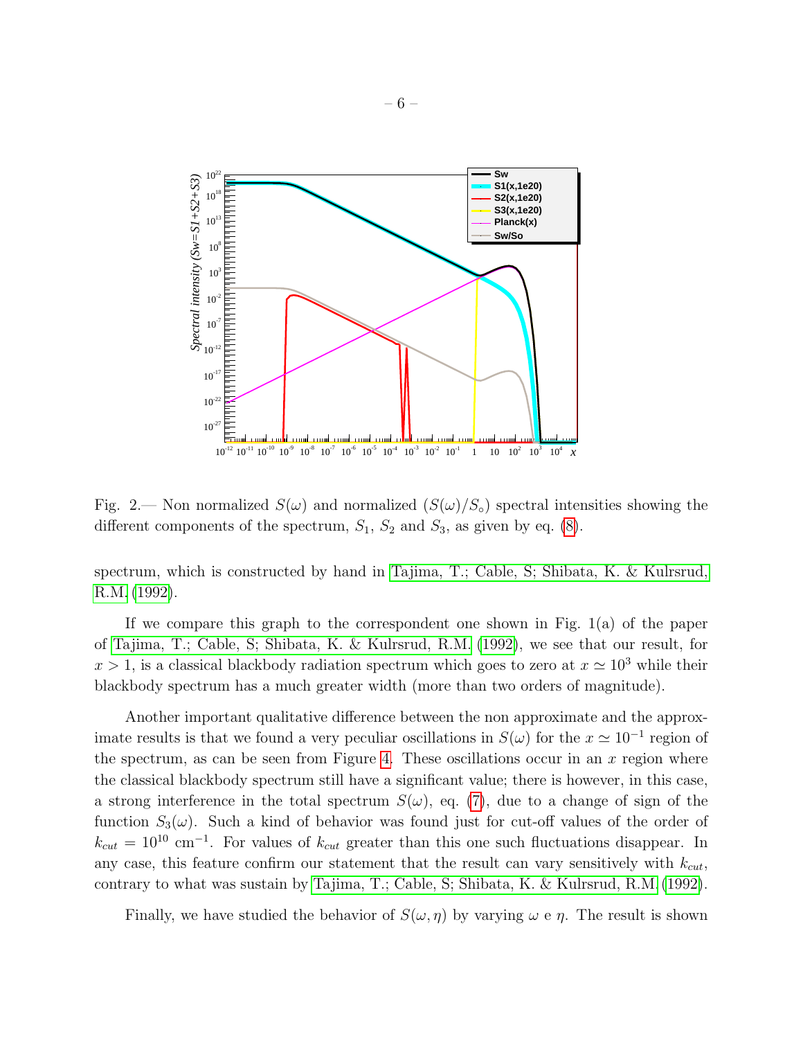Fig. 2.— Non normalized $S(\omega)$ and normalized $(S(\omega)/S_\circ)$ spectral intensities showing the different components of the spectrum, $S_1$, $S_2$ and $S_3$, as given by eq. (8).

spectrum, which is constructed by hand in Tajima, T.; Cable, S; Shibata, K. & Kulrsrud, R.M. (1992).

If we compare this graph to the correspondent one shown in Fig. 1(a) of the paper of Tajima, T.; Cable, S; Shibata, K. & Kulrsrud, R.M. (1992), we see that our result, for $x > 1$, is a classical blackbody radiation spectrum which goes to zero at $x \simeq 10^3$ while their blackbody spectrum has a much greater width (more than two orders of magnitude).

Another important qualitative difference between the non approximate and the approximate results is that we found a very peculiar oscillations in $S(\omega)$ for the $x \simeq 10^{-1}$ region of the spectrum, as can be seen from Figure 4. These oscillations occur in an $x$ region where the classical blackbody spectrum still have a significant value; there is however, in this case, a strong interference in the total spectrum $S(\omega)$, eq. (7), due to a change of sign of the function $S_3(\omega)$. Such a kind of behavior was found just for cut-off values of the order of $k_{cut} = 10^{10}$ cm$^{-1}$. For values of $k_{cut}$ greater than this one such fluctuations disappear. In any case, this feature confirm our statement that the result can vary sensitively with $k_{cut}$, contrary to what was sustain by Tajima, T.; Cable, S; Shibata, K. & Kulrsrud, R.M. (1992).

Finally, we have studied the behavior of $S(\omega, \eta)$ by varying $\omega$ e $\eta$. The result is shown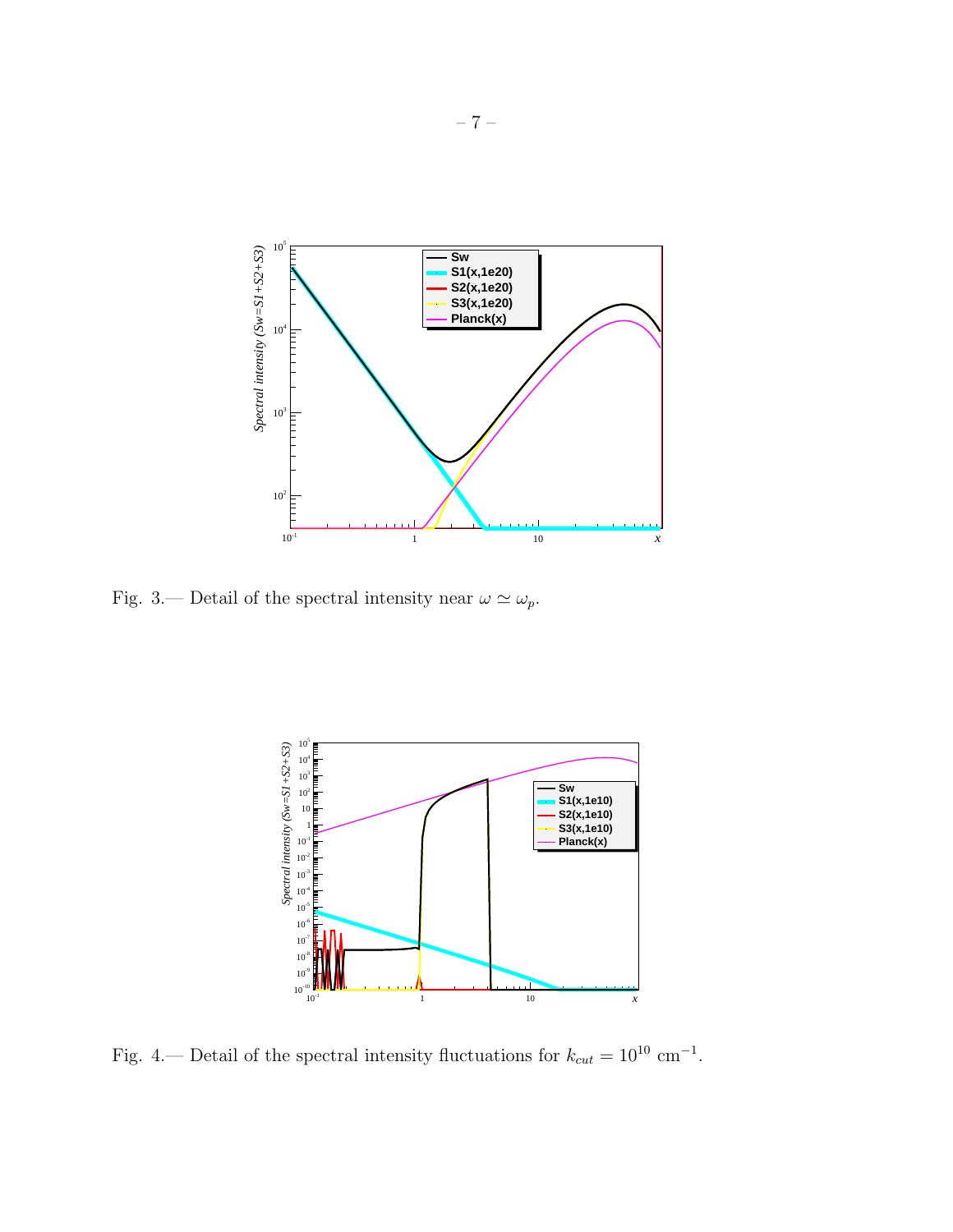Fig. 3.— Detail of the spectral intensity near $\omega \simeq \omega_p$.

Fig. 4.— Detail of the spectral intensity fluctuations for $k_{cut} = 10^{10}$ cm$^{-1}$.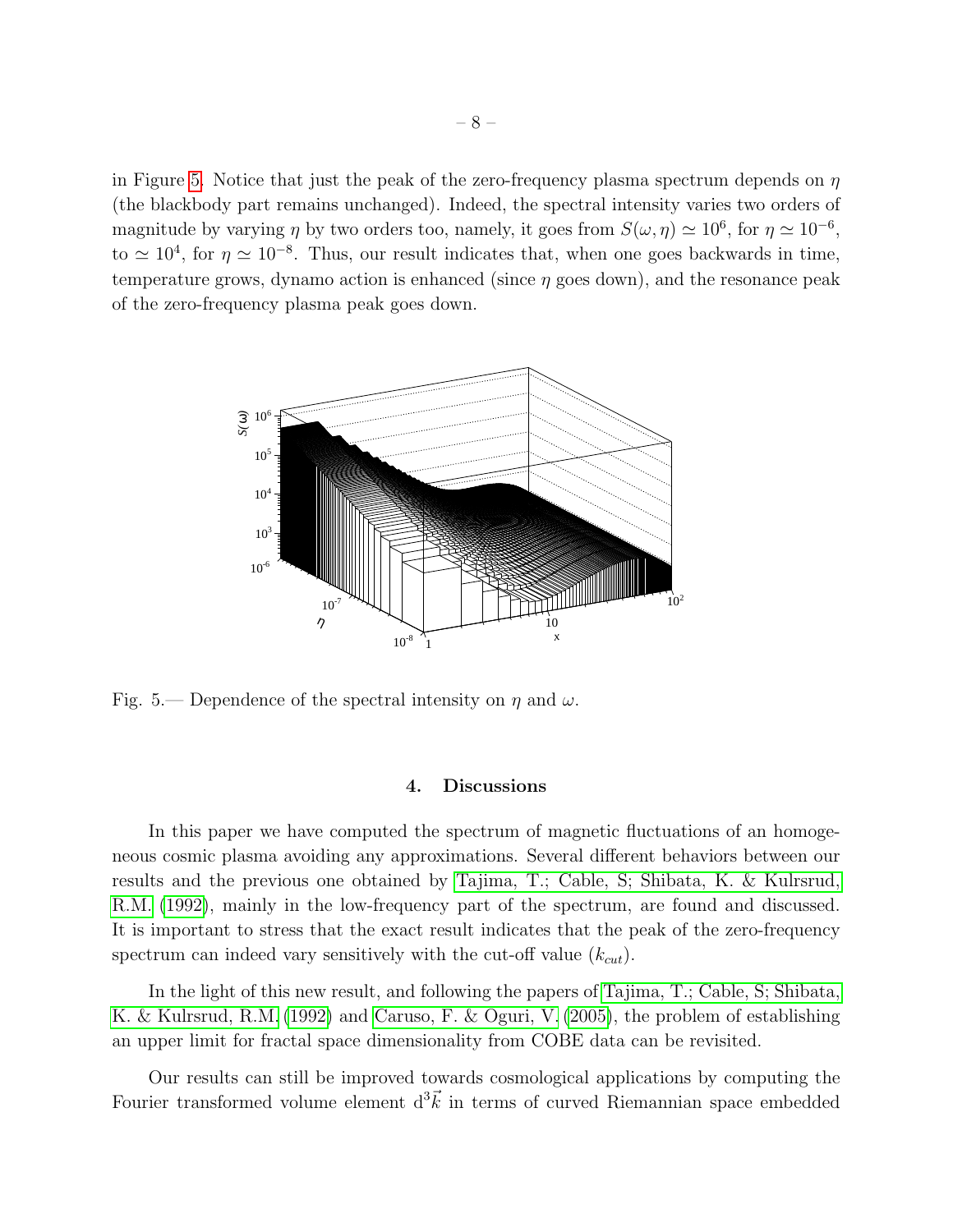in Figure 5. Notice that just the peak of the zero-frequency plasma spectrum depends on $\eta$ (the blackbody part remains unchanged). Indeed, the spectral intensity varies two orders of magnitude by varying $\eta$ by two orders too, namely, it goes from $S(\omega,\eta) \simeq 10^6$, for $\eta \simeq 10^{-6}$, to $\simeq 10^4$, for $\eta \simeq 10^{-8}$. Thus, our result indicates that, when one goes backwards in time, temperature grows, dynamo action is enhanced (since $\eta$ goes down), and the resonance peak of the zero-frequency plasma peak goes down.

Fig. 5.— Dependence of the spectral intensity on $\eta$ and $\omega$.

## 4. Discussions

In this paper we have computed the spectrum of magnetic fluctuations of an homogeneous cosmic plasma avoiding any approximations. Several different behaviors between our results and the previous one obtained by Tajima, T.; Cable, S; Shibata, K. & Kulrsrud, R.M. (1992), mainly in the low-frequency part of the spectrum, are found and discussed. It is important to stress that the exact result indicates that the peak of the zero-frequency spectrum can indeed vary sensitively with the cut-off value ($k_{cut}$).

In the light of this new result, and following the papers of Tajima, T.; Cable, S; Shibata, K. & Kulrsrud, R.M. (1992) and Caruso, F. & Oguri, V. (2005), the problem of establishing an upper limit for fractal space dimensionality from COBE data can be revisited.

Our results can still be improved towards cosmological applications by computing the Fourier transformed volume element $\mathrm{d}^3\vec{k}$ in terms of curved Riemannian space embedded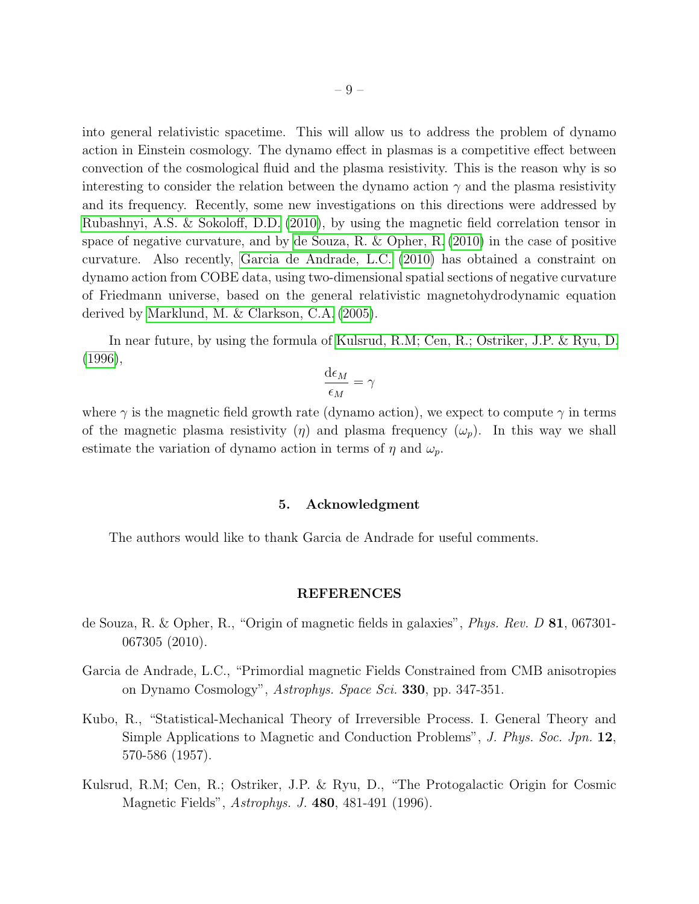into general relativistic spacetime. This will allow us to address the problem of dynamo action in Einstein cosmology. The dynamo effect in plasmas is a competitive effect between convection of the cosmological fluid and the plasma resistivity. This is the reason why is so interesting to consider the relation between the dynamo action $\gamma$ and the plasma resistivity and its frequency. Recently, some new investigations on this directions were addressed by Rubashnyi, A.S. & Sokoloff, D.D. (2010), by using the magnetic field correlation tensor in space of negative curvature, and by de Souza, R. & Opher, R. (2010) in the case of positive curvature. Also recently, Garcia de Andrade, L.C. (2010) has obtained a constraint on dynamo action from COBE data, using two-dimensional spatial sections of negative curvature of Friedmann universe, based on the general relativistic magnetohydrodynamic equation derived by Marklund, M. & Clarkson, C.A. (2005).

In near future, by using the formula of Kulsrud, R.M; Cen, R.; Ostriker, J.P. & Ryu, D. (1996),

$$\frac{\mathrm{d}\epsilon_M}{\epsilon_M} = \gamma$$

where $\gamma$ is the magnetic field growth rate (dynamo action), we expect to compute $\gamma$ in terms of the magnetic plasma resistivity ($\eta$) and plasma frequency ($\omega_p$). In this way we shall estimate the variation of dynamo action in terms of $\eta$ and $\omega_p$.

## 5. Acknowledgment

The authors would like to thank Garcia de Andrade for useful comments.

## REFERENCES

de Souza, R. & Opher, R., "Origin of magnetic fields in galaxies", *Phys. Rev. D* **81**, 067301-067305 (2010).

Garcia de Andrade, L.C., "Primordial magnetic Fields Constrained from CMB anisotropies on Dynamo Cosmology", *Astrophys. Space Sci.* **330**, pp. 347-351.

Kubo, R., "Statistical-Mechanical Theory of Irreversible Process. I. General Theory and Simple Applications to Magnetic and Conduction Problems", *J. Phys. Soc. Jpn.* **12**, 570-586 (1957).

Kulsrud, R.M; Cen, R.; Ostriker, J.P. & Ryu, D., "The Protogalactic Origin for Cosmic Magnetic Fields", *Astrophys. J.* **480**, 481-491 (1996).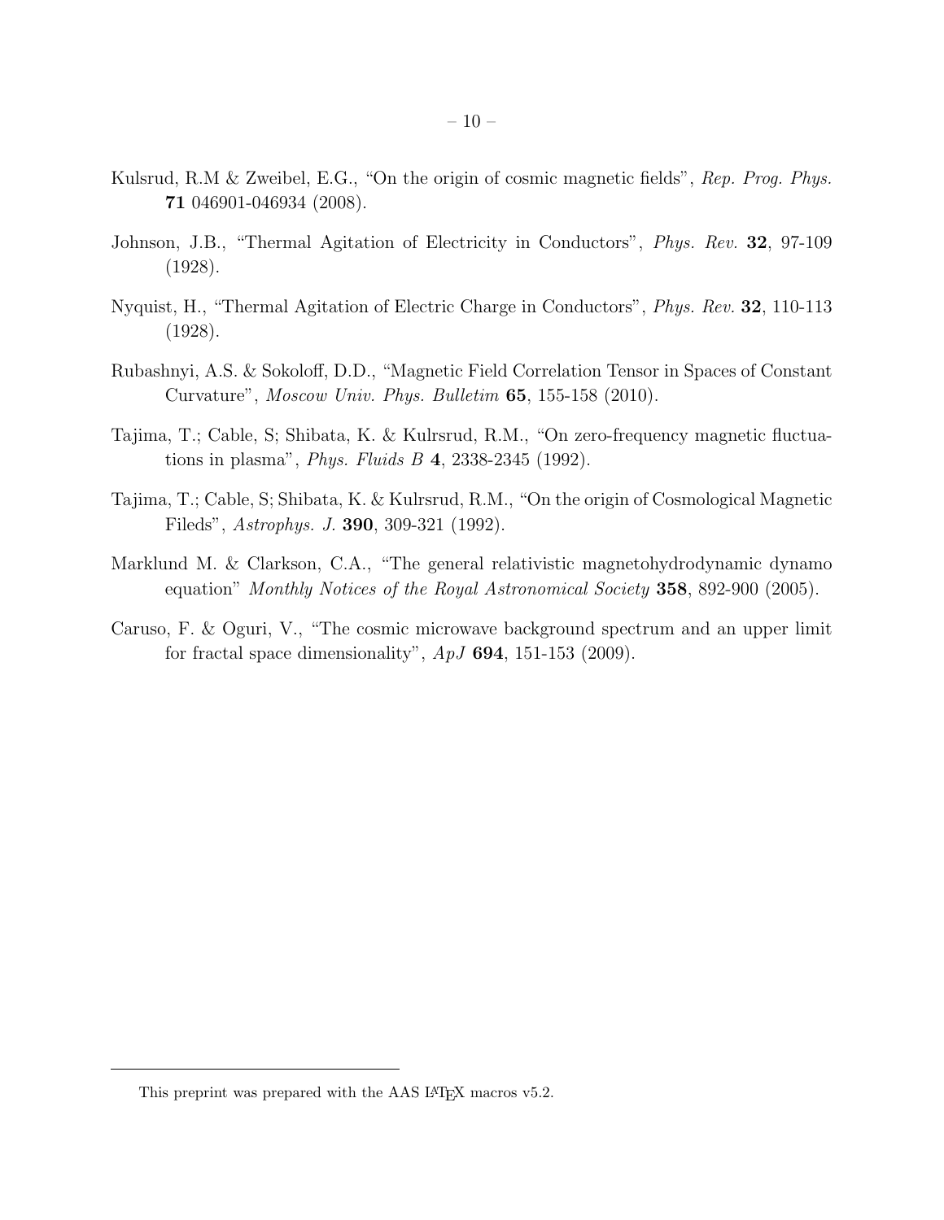Kulsrud, R.M & Zweibel, E.G., "On the origin of cosmic magnetic fields", *Rep. Prog. Phys.* **71** 046901-046934 (2008).

Johnson, J.B., "Thermal Agitation of Electricity in Conductors", *Phys. Rev.* **32**, 97-109 (1928).

Nyquist, H., "Thermal Agitation of Electric Charge in Conductors", *Phys. Rev.* **32**, 110-113 (1928).

Rubashnyi, A.S. & Sokoloff, D.D., "Magnetic Field Correlation Tensor in Spaces of Constant Curvature", *Moscow Univ. Phys. Bulletim* **65**, 155-158 (2010).

Tajima, T.; Cable, S; Shibata, K. & Kulrsrud, R.M., "On zero-frequency magnetic fluctuations in plasma", *Phys. Fluids B* **4**, 2338-2345 (1992).

Tajima, T.; Cable, S; Shibata, K. & Kulrsrud, R.M., "On the origin of Cosmological Magnetic Fileds", *Astrophys. J.* **390**, 309-321 (1992).

Marklund M. & Clarkson, C.A., "The general relativistic magnetohydrodynamic dynamo equation" *Monthly Notices of the Royal Astronomical Society* **358**, 892-900 (2005).

Caruso, F. & Oguri, V., "The cosmic microwave background spectrum and an upper limit for fractal space dimensionality", *ApJ* **694**, 151-153 (2009).

This preprint was prepared with the AAS LaTeX macros v5.2.